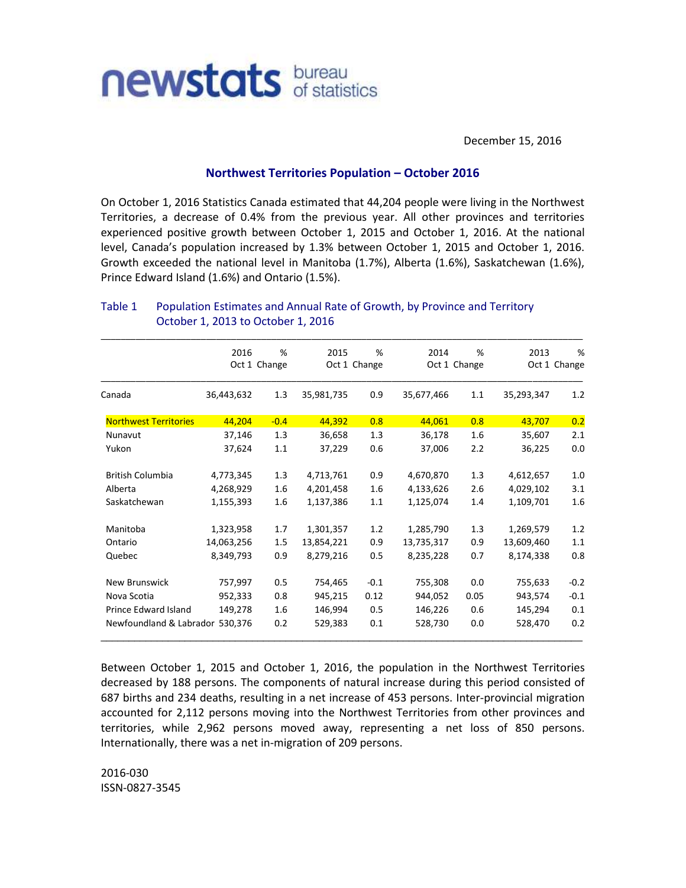newstats bureau of statistics

December 15, 2016

## Northwest Territories Population – October 2016

On October 1, 2016 Statistics Canada estimated that 44,204 people were living in the Northwest Territories, a decrease of 0.4% from the previous year. All other provinces and territories experienced positive growth between October 1, 2015 and October 1, 2016. At the national level, Canada's population increased by 1.3% between October 1, 2015 and October 1, 2016. Growth exceeded the national level in Manitoba (1.7%), Alberta (1.6%), Saskatchewan (1.6%), Prince Edward Island (1.6%) and Ontario (1.5%).

**Table 1 Population Estimates and Annual Rate of Growth, by Province and Territory October 1, 2013 to October 1, 2016**

| | 2016 Oct 1 | % Change | 2015 Oct 1 | % Change | 2014 Oct 1 | % Change | 2013 Oct 1 | % Change |
|---|---|---|---|---|---|---|---|---|
| Canada | 36,443,632 | 1.3 | 35,981,735 | 0.9 | 35,677,466 | 1.1 | 35,293,347 | 1.2 |
| Northwest Territories | 44,204 | -0.4 | 44,392 | 0.8 | 44,061 | 0.8 | 43,707 | 0.2 |
| Nunavut | 37,146 | 1.3 | 36,658 | 1.3 | 36,178 | 1.6 | 35,607 | 2.1 |
| Yukon | 37,624 | 1.1 | 37,229 | 0.6 | 37,006 | 2.2 | 36,225 | 0.0 |
| British Columbia | 4,773,345 | 1.3 | 4,713,761 | 0.9 | 4,670,870 | 1.3 | 4,612,657 | 1.0 |
| Alberta | 4,268,929 | 1.6 | 4,201,458 | 1.6 | 4,133,626 | 2.6 | 4,029,102 | 3.1 |
| Saskatchewan | 1,155,393 | 1.6 | 1,137,386 | 1.1 | 1,125,074 | 1.4 | 1,109,701 | 1.6 |
| Manitoba | 1,323,958 | 1.7 | 1,301,357 | 1.2 | 1,285,790 | 1.3 | 1,269,579 | 1.2 |
| Ontario | 14,063,256 | 1.5 | 13,854,221 | 0.9 | 13,735,317 | 0.9 | 13,609,460 | 1.1 |
| Quebec | 8,349,793 | 0.9 | 8,279,216 | 0.5 | 8,235,228 | 0.7 | 8,174,338 | 0.8 |
| New Brunswick | 757,997 | 0.5 | 754,465 | -0.1 | 755,308 | 0.0 | 755,633 | -0.2 |
| Nova Scotia | 952,333 | 0.8 | 945,215 | 0.12 | 944,052 | 0.05 | 943,574 | -0.1 |
| Prince Edward Island | 149,278 | 1.6 | 146,994 | 0.5 | 146,226 | 0.6 | 145,294 | 0.1 |
| Newfoundland & Labrador | 530,376 | 0.2 | 529,383 | 0.1 | 528,730 | 0.0 | 528,470 | 0.2 |

Between October 1, 2015 and October 1, 2016, the population in the Northwest Territories decreased by 188 persons. The components of natural increase during this period consisted of 687 births and 234 deaths, resulting in a net increase of 453 persons. Inter-provincial migration accounted for 2,112 persons moving into the Northwest Territories from other provinces and territories, while 2,962 persons moved away, representing a net loss of 850 persons. Internationally, there was a net in-migration of 209 persons.

2016-030
ISSN-0827-3545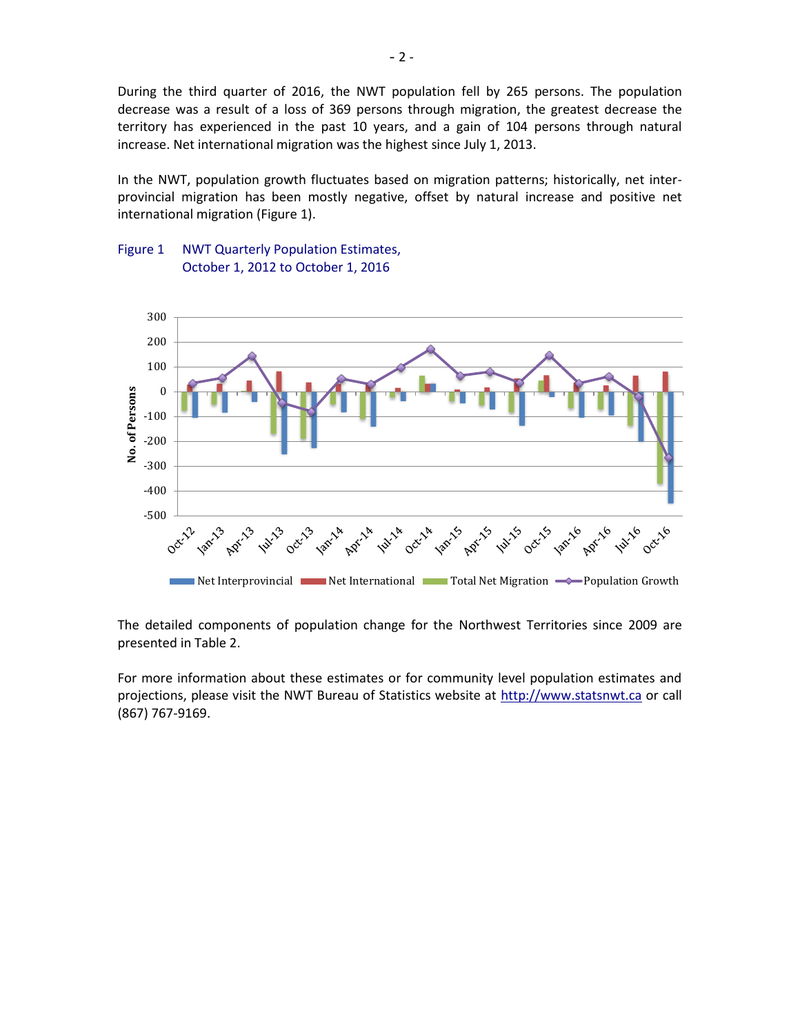During the third quarter of 2016, the NWT population fell by 265 persons. The population decrease was a result of a loss of 369 persons through migration, the greatest decrease the territory has experienced in the past 10 years, and a gain of 104 persons through natural increase. Net international migration was the highest since July 1, 2013.

In the NWT, population growth fluctuates based on migration patterns; historically, net inter-provincial migration has been mostly negative, offset by natural increase and positive net international migration (Figure 1).

Figure 1 NWT Quarterly Population Estimates, October 1, 2012 to October 1, 2016

The detailed components of population change for the Northwest Territories since 2009 are presented in Table 2.

For more information about these estimates or for community level population estimates and projections, please visit the NWT Bureau of Statistics website at http://www.statsnwt.ca or call (867) 767-9169.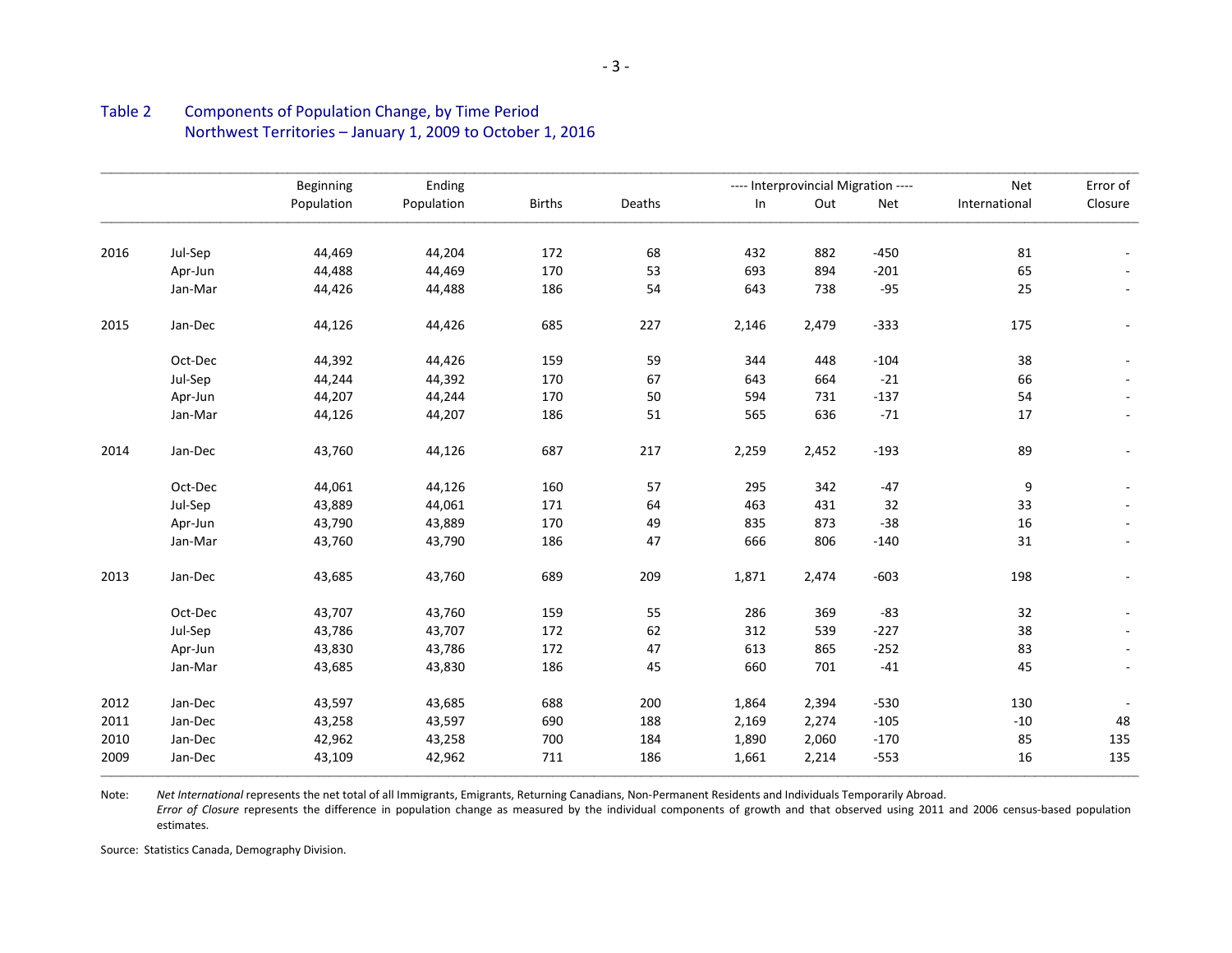## Table 2 Components of Population Change, by Time Period
## Northwest Territories – January 1, 2009 to October 1, 2016

| | | Beginning Population | Ending Population | Births | Deaths | ---- Interprovincial Migration ---- In | Out | Net | Net International | Error of Closure |
|---|---|---|---|---|---|---|---|---|---|---|
| 2016 | Jul-Sep | 44,469 | 44,204 | 172 | 68 | 432 | 882 | -450 | 81 | - |
| | Apr-Jun | 44,488 | 44,469 | 170 | 53 | 693 | 894 | -201 | 65 | - |
| | Jan-Mar | 44,426 | 44,488 | 186 | 54 | 643 | 738 | -95 | 25 | - |
| 2015 | Jan-Dec | 44,126 | 44,426 | 685 | 227 | 2,146 | 2,479 | -333 | 175 | - |
| | Oct-Dec | 44,392 | 44,426 | 159 | 59 | 344 | 448 | -104 | 38 | - |
| | Jul-Sep | 44,244 | 44,392 | 170 | 67 | 643 | 664 | -21 | 66 | - |
| | Apr-Jun | 44,207 | 44,244 | 170 | 50 | 594 | 731 | -137 | 54 | - |
| | Jan-Mar | 44,126 | 44,207 | 186 | 51 | 565 | 636 | -71 | 17 | - |
| 2014 | Jan-Dec | 43,760 | 44,126 | 687 | 217 | 2,259 | 2,452 | -193 | 89 | - |
| | Oct-Dec | 44,061 | 44,126 | 160 | 57 | 295 | 342 | -47 | 9 | - |
| | Jul-Sep | 43,889 | 44,061 | 171 | 64 | 463 | 431 | 32 | 33 | - |
| | Apr-Jun | 43,790 | 43,889 | 170 | 49 | 835 | 873 | -38 | 16 | - |
| | Jan-Mar | 43,760 | 43,790 | 186 | 47 | 666 | 806 | -140 | 31 | - |
| 2013 | Jan-Dec | 43,685 | 43,760 | 689 | 209 | 1,871 | 2,474 | -603 | 198 | - |
| | Oct-Dec | 43,707 | 43,760 | 159 | 55 | 286 | 369 | -83 | 32 | - |
| | Jul-Sep | 43,786 | 43,707 | 172 | 62 | 312 | 539 | -227 | 38 | - |
| | Apr-Jun | 43,830 | 43,786 | 172 | 47 | 613 | 865 | -252 | 83 | - |
| | Jan-Mar | 43,685 | 43,830 | 186 | 45 | 660 | 701 | -41 | 45 | - |
| 2012 | Jan-Dec | 43,597 | 43,685 | 688 | 200 | 1,864 | 2,394 | -530 | 130 | - |
| 2011 | Jan-Dec | 43,258 | 43,597 | 690 | 188 | 2,169 | 2,274 | -105 | -10 | 48 |
| 2010 | Jan-Dec | 42,962 | 43,258 | 700 | 184 | 1,890 | 2,060 | -170 | 85 | 135 |
| 2009 | Jan-Dec | 43,109 | 42,962 | 711 | 186 | 1,661 | 2,214 | -553 | 16 | 135 |

Note: *Net International* represents the net total of all Immigrants, Emigrants, Returning Canadians, Non-Permanent Residents and Individuals Temporarily Abroad.
*Error of Closure* represents the difference in population change as measured by the individual components of growth and that observed using 2011 and 2006 census-based population estimates.

Source: Statistics Canada, Demography Division.